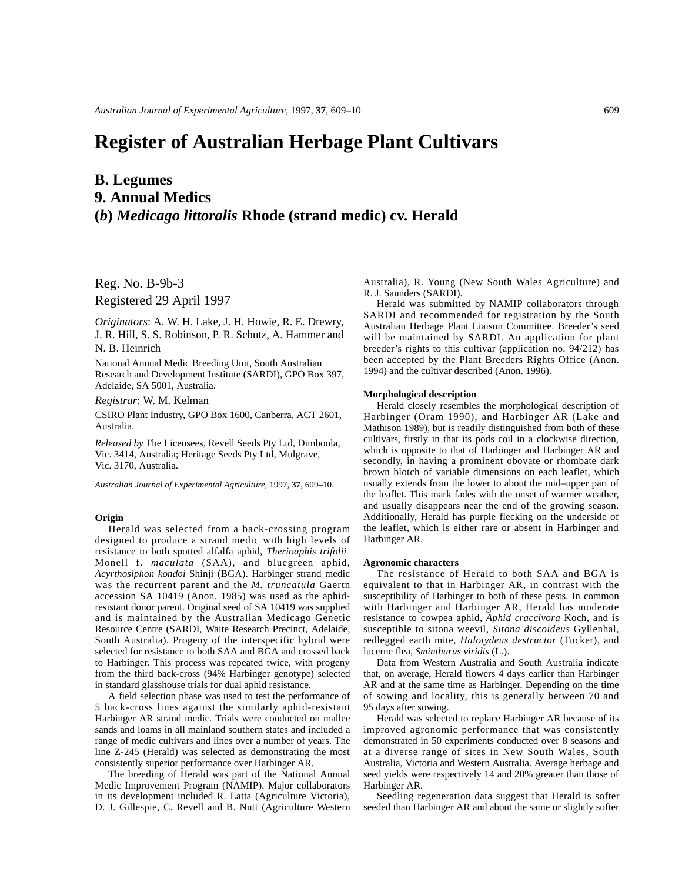# Register of Australian Herbage Plant Cultivars

## B. Legumes
## 9. Annual Medics
## (*b*) *Medicago littoralis* Rhode (strand medic) cv. Herald

Reg. No. B-9b-3
Registered 29 April 1997

*Originators*: A. W. H. Lake, J. H. Howie, R. E. Drewry, J. R. Hill, S. S. Robinson, P. R. Schutz, A. Hammer and N. B. Heinrich

National Annual Medic Breeding Unit, South Australian Research and Development Institute (SARDI), GPO Box 397, Adelaide, SA 5001, Australia.

*Registrar*: W. M. Kelman

CSIRO Plant Industry, GPO Box 1600, Canberra, ACT 2601, Australia.

*Released by* The Licensees, Revell Seeds Pty Ltd, Dimboola, Vic. 3414, Australia; Heritage Seeds Pty Ltd, Mulgrave, Vic. 3170, Australia.

*Australian Journal of Experimental Agriculture*, 1997, **37**, 609–10.

### Origin

Herald was selected from a back-crossing program designed to produce a strand medic with high levels of resistance to both spotted alfalfa aphid, *Therioaphis trifolii* Monell f. *maculata* (SAA), and bluegreen aphid, *Acyrthosiphon kondoi* Shinji (BGA). Harbinger strand medic was the recurrent parent and the *M. truncatula* Gaertn accession SA 10419 (Anon. 1985) was used as the aphid-resistant donor parent. Original seed of SA 10419 was supplied and is maintained by the Australian Medicago Genetic Resource Centre (SARDI, Waite Research Precinct, Adelaide, South Australia). Progeny of the interspecific hybrid were selected for resistance to both SAA and BGA and crossed back to Harbinger. This process was repeated twice, with progeny from the third back-cross (94% Harbinger genotype) selected in standard glasshouse trials for dual aphid resistance.

A field selection phase was used to test the performance of 5 back-cross lines against the similarly aphid-resistant Harbinger AR strand medic. Trials were conducted on mallee sands and loams in all mainland southern states and included a range of medic cultivars and lines over a number of years. The line Z-245 (Herald) was selected as demonstrating the most consistently superior performance over Harbinger AR.

The breeding of Herald was part of the National Annual Medic Improvement Program (NAMIP). Major collaborators in its development included R. Latta (Agriculture Victoria), D. J. Gillespie, C. Revell and B. Nutt (Agriculture Western Australia), R. Young (New South Wales Agriculture) and R. J. Saunders (SARDI).

Herald was submitted by NAMIP collaborators through SARDI and recommended for registration by the South Australian Herbage Plant Liaison Committee. Breeder's seed will be maintained by SARDI. An application for plant breeder's rights to this cultivar (application no. 94/212) has been accepted by the Plant Breeders Rights Office (Anon. 1994) and the cultivar described (Anon. 1996).

### Morphological description

Herald closely resembles the morphological description of Harbinger (Oram 1990), and Harbinger AR (Lake and Mathison 1989), but is readily distinguished from both of these cultivars, firstly in that its pods coil in a clockwise direction, which is opposite to that of Harbinger and Harbinger AR and secondly, in having a prominent obovate or rhombate dark brown blotch of variable dimensions on each leaflet, which usually extends from the lower to about the mid–upper part of the leaflet. This mark fades with the onset of warmer weather, and usually disappears near the end of the growing season. Additionally, Herald has purple flecking on the underside of the leaflet, which is either rare or absent in Harbinger and Harbinger AR.

### Agronomic characters

The resistance of Herald to both SAA and BGA is equivalent to that in Harbinger AR, in contrast with the susceptibility of Harbinger to both of these pests. In common with Harbinger and Harbinger AR, Herald has moderate resistance to cowpea aphid, *Aphid craccivora* Koch, and is susceptible to sitona weevil, *Sitona discoideus* Gyllenhal, redlegged earth mite, *Halotydeus destructor* (Tucker), and lucerne flea, *Sminthurus viridis* (L.).

Data from Western Australia and South Australia indicate that, on average, Herald flowers 4 days earlier than Harbinger AR and at the same time as Harbinger. Depending on the time of sowing and locality, this is generally between 70 and 95 days after sowing.

Herald was selected to replace Harbinger AR because of its improved agronomic performance that was consistently demonstrated in 50 experiments conducted over 8 seasons and at a diverse range of sites in New South Wales, South Australia, Victoria and Western Australia. Average herbage and seed yields were respectively 14 and 20% greater than those of Harbinger AR.

Seedling regeneration data suggest that Herald is softer seeded than Harbinger AR and about the same or slightly softer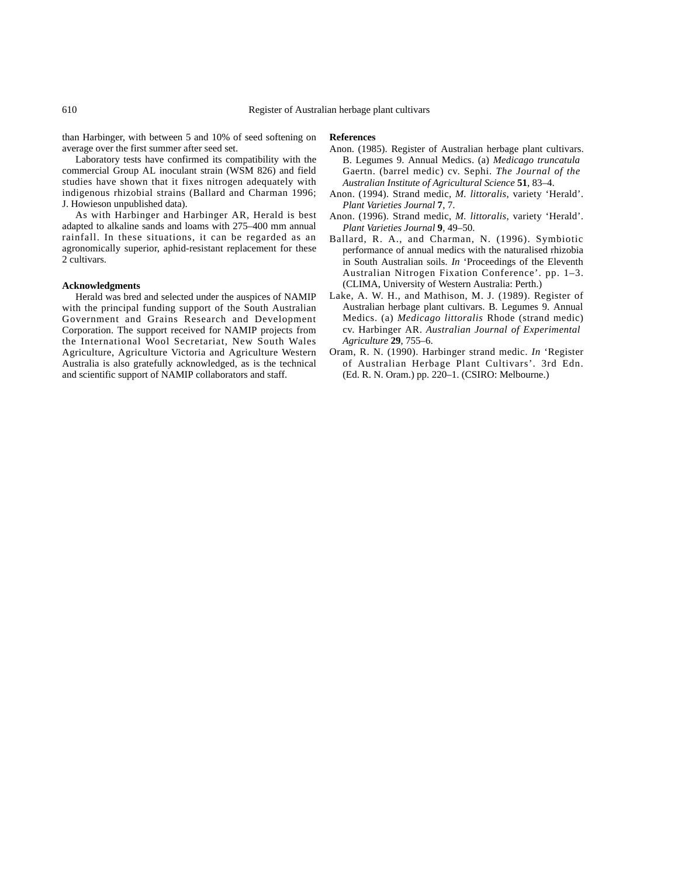than Harbinger, with between 5 and 10% of seed softening on average over the first summer after seed set.

Laboratory tests have confirmed its compatibility with the commercial Group AL inoculant strain (WSM 826) and field studies have shown that it fixes nitrogen adequately with indigenous rhizobial strains (Ballard and Charman 1996; J. Howieson unpublished data).

As with Harbinger and Harbinger AR, Herald is best adapted to alkaline sands and loams with 275–400 mm annual rainfall. In these situations, it can be regarded as an agronomically superior, aphid-resistant replacement for these 2 cultivars.

### Acknowledgments

Herald was bred and selected under the auspices of NAMIP with the principal funding support of the South Australian Government and Grains Research and Development Corporation. The support received for NAMIP projects from the International Wool Secretariat, New South Wales Agriculture, Agriculture Victoria and Agriculture Western Australia is also gratefully acknowledged, as is the technical and scientific support of NAMIP collaborators and staff.

### References

Anon. (1985). Register of Australian herbage plant cultivars. B. Legumes 9. Annual Medics. (a) *Medicago truncatula* Gaertn. (barrel medic) cv. Sephi. *The Journal of the Australian Institute of Agricultural Science* **51**, 83–4.

Anon. (1994). Strand medic, *M. littoralis*, variety 'Herald'. *Plant Varieties Journal* **7**, 7.

Anon. (1996). Strand medic, *M. littoralis*, variety 'Herald'. *Plant Varieties Journal* **9**, 49–50.

Ballard, R. A., and Charman, N. (1996). Symbiotic performance of annual medics with the naturalised rhizobia in South Australian soils. *In* 'Proceedings of the Eleventh Australian Nitrogen Fixation Conference'. pp. 1–3. (CLIMA, University of Western Australia: Perth.)

Lake, A. W. H., and Mathison, M. J. (1989). Register of Australian herbage plant cultivars. B. Legumes 9. Annual Medics. (a) *Medicago littoralis* Rhode (strand medic) cv. Harbinger AR. *Australian Journal of Experimental Agriculture* **29**, 755–6.

Oram, R. N. (1990). Harbinger strand medic. *In* 'Register of Australian Herbage Plant Cultivars'. 3rd Edn. (Ed. R. N. Oram.) pp. 220–1. (CSIRO: Melbourne.)